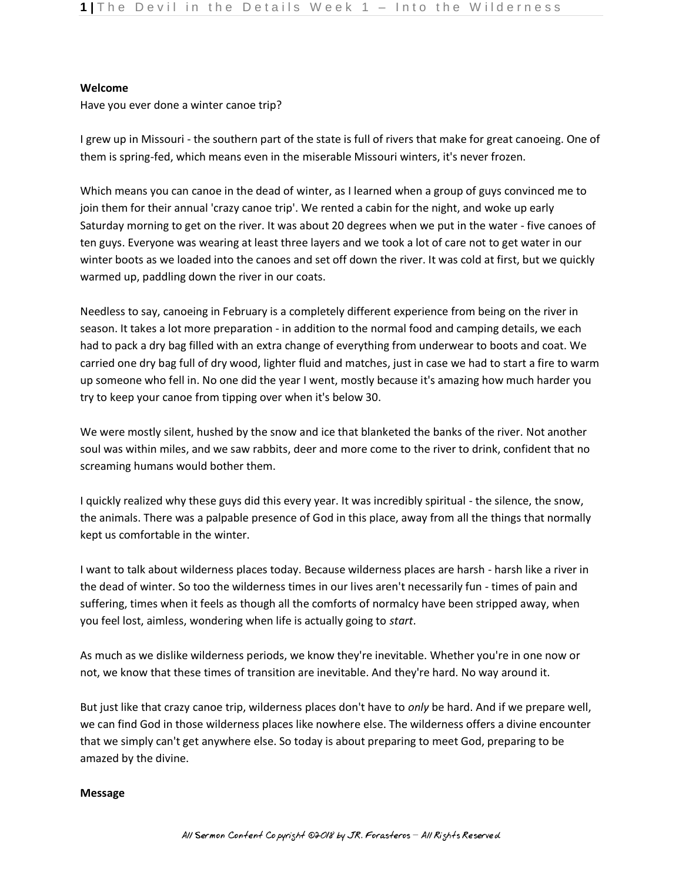**Welcome**

Have you ever done a winter canoe trip?

I grew up in Missouri - the southern part of the state is full of rivers that make for great canoeing. One of them is spring-fed, which means even in the miserable Missouri winters, it's never frozen.

Which means you can canoe in the dead of winter, as I learned when a group of guys convinced me to join them for their annual 'crazy canoe trip'. We rented a cabin for the night, and woke up early Saturday morning to get on the river. It was about 20 degrees when we put in the water - five canoes of ten guys. Everyone was wearing at least three layers and we took a lot of care not to get water in our winter boots as we loaded into the canoes and set off down the river. It was cold at first, but we quickly warmed up, paddling down the river in our coats.

Needless to say, canoeing in February is a completely different experience from being on the river in season. It takes a lot more preparation - in addition to the normal food and camping details, we each had to pack a dry bag filled with an extra change of everything from underwear to boots and coat. We carried one dry bag full of dry wood, lighter fluid and matches, just in case we had to start a fire to warm up someone who fell in. No one did the year I went, mostly because it's amazing how much harder you try to keep your canoe from tipping over when it's below 30.

We were mostly silent, hushed by the snow and ice that blanketed the banks of the river. Not another soul was within miles, and we saw rabbits, deer and more come to the river to drink, confident that no screaming humans would bother them.

I quickly realized why these guys did this every year. It was incredibly spiritual - the silence, the snow, the animals. There was a palpable presence of God in this place, away from all the things that normally kept us comfortable in the winter.

I want to talk about wilderness places today. Because wilderness places are harsh - harsh like a river in the dead of winter. So too the wilderness times in our lives aren't necessarily fun - times of pain and suffering, times when it feels as though all the comforts of normalcy have been stripped away, when you feel lost, aimless, wondering when life is actually going to *start*.

As much as we dislike wilderness periods, we know they're inevitable. Whether you're in one now or not, we know that these times of transition are inevitable. And they're hard. No way around it.

But just like that crazy canoe trip, wilderness places don't have to *only* be hard. And if we prepare well, we can find God in those wilderness places like nowhere else. The wilderness offers a divine encounter that we simply can't get anywhere else. So today is about preparing to meet God, preparing to be amazed by the divine.

**Message**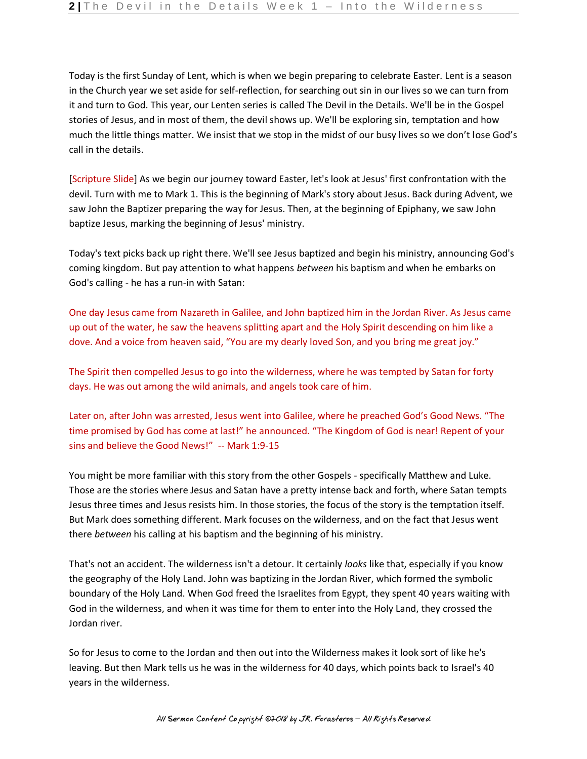Today is the first Sunday of Lent, which is when we begin preparing to celebrate Easter. Lent is a season in the Church year we set aside for self-reflection, for searching out sin in our lives so we can turn from it and turn to God. This year, our Lenten series is called The Devil in the Details. We'll be in the Gospel stories of Jesus, and in most of them, the devil shows up. We'll be exploring sin, temptation and how much the little things matter. We insist that we stop in the midst of our busy lives so we don't lose God's call in the details.

[Scripture Slide] As we begin our journey toward Easter, let's look at Jesus' first confrontation with the devil. Turn with me to Mark 1. This is the beginning of Mark's story about Jesus. Back during Advent, we saw John the Baptizer preparing the way for Jesus. Then, at the beginning of Epiphany, we saw John baptize Jesus, marking the beginning of Jesus' ministry.

Today's text picks back up right there. We'll see Jesus baptized and begin his ministry, announcing God's coming kingdom. But pay attention to what happens *between* his baptism and when he embarks on God's calling - he has a run-in with Satan:

One day Jesus came from Nazareth in Galilee, and John baptized him in the Jordan River. As Jesus came up out of the water, he saw the heavens splitting apart and the Holy Spirit descending on him like a dove. And a voice from heaven said, "You are my dearly loved Son, and you bring me great joy."

The Spirit then compelled Jesus to go into the wilderness, where he was tempted by Satan for forty days. He was out among the wild animals, and angels took care of him.

Later on, after John was arrested, Jesus went into Galilee, where he preached God's Good News. "The time promised by God has come at last!" he announced. "The Kingdom of God is near! Repent of your sins and believe the Good News!" -- Mark 1:9-15

You might be more familiar with this story from the other Gospels - specifically Matthew and Luke. Those are the stories where Jesus and Satan have a pretty intense back and forth, where Satan tempts Jesus three times and Jesus resists him. In those stories, the focus of the story is the temptation itself. But Mark does something different. Mark focuses on the wilderness, and on the fact that Jesus went there *between* his calling at his baptism and the beginning of his ministry.

That's not an accident. The wilderness isn't a detour. It certainly *looks* like that, especially if you know the geography of the Holy Land. John was baptizing in the Jordan River, which formed the symbolic boundary of the Holy Land. When God freed the Israelites from Egypt, they spent 40 years waiting with God in the wilderness, and when it was time for them to enter into the Holy Land, they crossed the Jordan river.

So for Jesus to come to the Jordan and then out into the Wilderness makes it look sort of like he's leaving. But then Mark tells us he was in the wilderness for 40 days, which points back to Israel's 40 years in the wilderness.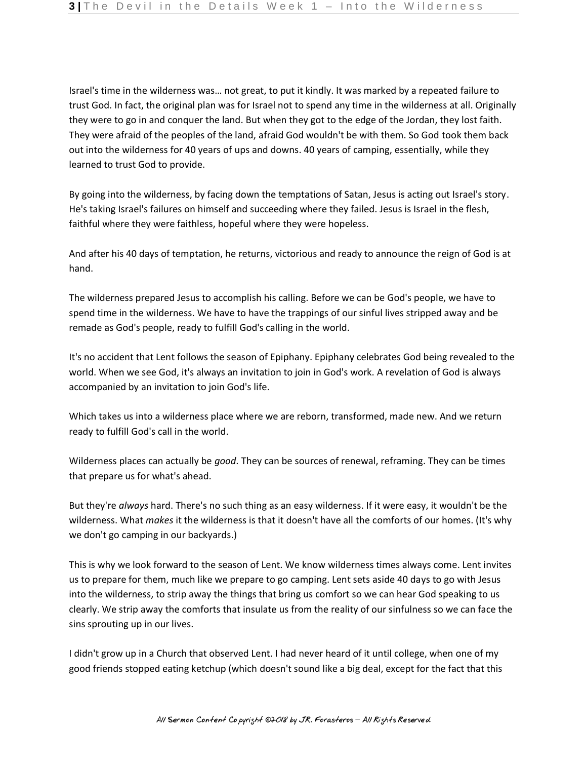Israel's time in the wilderness was… not great, to put it kindly. It was marked by a repeated failure to trust God. In fact, the original plan was for Israel not to spend any time in the wilderness at all. Originally they were to go in and conquer the land. But when they got to the edge of the Jordan, they lost faith. They were afraid of the peoples of the land, afraid God wouldn't be with them. So God took them back out into the wilderness for 40 years of ups and downs. 40 years of camping, essentially, while they learned to trust God to provide.

By going into the wilderness, by facing down the temptations of Satan, Jesus is acting out Israel's story. He's taking Israel's failures on himself and succeeding where they failed. Jesus is Israel in the flesh, faithful where they were faithless, hopeful where they were hopeless.

And after his 40 days of temptation, he returns, victorious and ready to announce the reign of God is at hand.

The wilderness prepared Jesus to accomplish his calling. Before we can be God's people, we have to spend time in the wilderness. We have to have the trappings of our sinful lives stripped away and be remade as God's people, ready to fulfill God's calling in the world.

It's no accident that Lent follows the season of Epiphany. Epiphany celebrates God being revealed to the world. When we see God, it's always an invitation to join in God's work. A revelation of God is always accompanied by an invitation to join God's life.

Which takes us into a wilderness place where we are reborn, transformed, made new. And we return ready to fulfill God's call in the world.

Wilderness places can actually be *good*. They can be sources of renewal, reframing. They can be times that prepare us for what's ahead.

But they're *always* hard. There's no such thing as an easy wilderness. If it were easy, it wouldn't be the wilderness. What *makes* it the wilderness is that it doesn't have all the comforts of our homes. (It's why we don't go camping in our backyards.)

This is why we look forward to the season of Lent. We know wilderness times always come. Lent invites us to prepare for them, much like we prepare to go camping. Lent sets aside 40 days to go with Jesus into the wilderness, to strip away the things that bring us comfort so we can hear God speaking to us clearly. We strip away the comforts that insulate us from the reality of our sinfulness so we can face the sins sprouting up in our lives.

I didn't grow up in a Church that observed Lent. I had never heard of it until college, when one of my good friends stopped eating ketchup (which doesn't sound like a big deal, except for the fact that this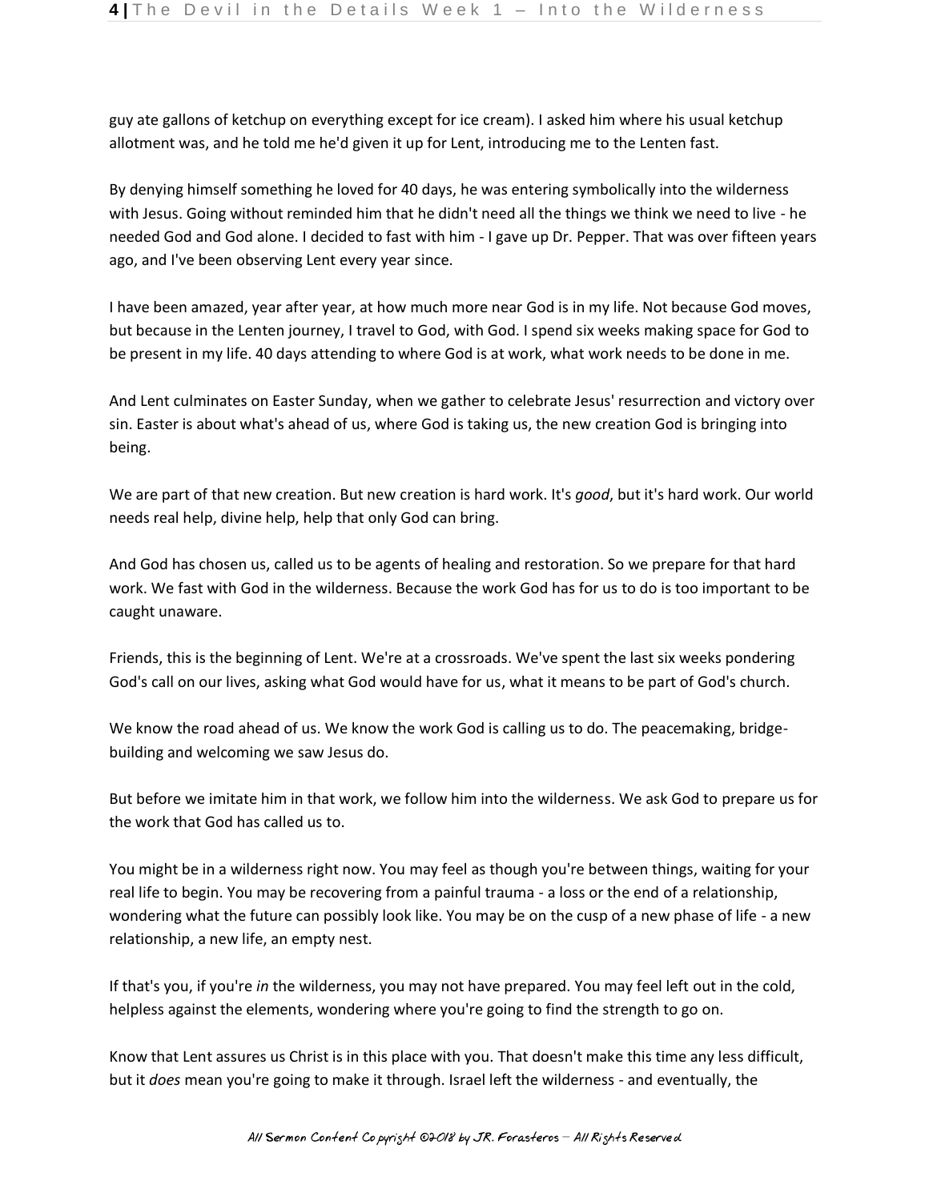guy ate gallons of ketchup on everything except for ice cream). I asked him where his usual ketchup allotment was, and he told me he'd given it up for Lent, introducing me to the Lenten fast.

By denying himself something he loved for 40 days, he was entering symbolically into the wilderness with Jesus. Going without reminded him that he didn't need all the things we think we need to live - he needed God and God alone. I decided to fast with him - I gave up Dr. Pepper. That was over fifteen years ago, and I've been observing Lent every year since.

I have been amazed, year after year, at how much more near God is in my life. Not because God moves, but because in the Lenten journey, I travel to God, with God. I spend six weeks making space for God to be present in my life. 40 days attending to where God is at work, what work needs to be done in me.

And Lent culminates on Easter Sunday, when we gather to celebrate Jesus' resurrection and victory over sin. Easter is about what's ahead of us, where God is taking us, the new creation God is bringing into being.

We are part of that new creation. But new creation is hard work. It's *good*, but it's hard work. Our world needs real help, divine help, help that only God can bring.

And God has chosen us, called us to be agents of healing and restoration. So we prepare for that hard work. We fast with God in the wilderness. Because the work God has for us to do is too important to be caught unaware.

Friends, this is the beginning of Lent. We're at a crossroads. We've spent the last six weeks pondering God's call on our lives, asking what God would have for us, what it means to be part of God's church.

We know the road ahead of us. We know the work God is calling us to do. The peacemaking, bridge-building and welcoming we saw Jesus do.

But before we imitate him in that work, we follow him into the wilderness. We ask God to prepare us for the work that God has called us to.

You might be in a wilderness right now. You may feel as though you're between things, waiting for your real life to begin. You may be recovering from a painful trauma - a loss or the end of a relationship, wondering what the future can possibly look like. You may be on the cusp of a new phase of life - a new relationship, a new life, an empty nest.

If that's you, if you're *in* the wilderness, you may not have prepared. You may feel left out in the cold, helpless against the elements, wondering where you're going to find the strength to go on.

Know that Lent assures us Christ is in this place with you. That doesn't make this time any less difficult, but it *does* mean you're going to make it through. Israel left the wilderness - and eventually, the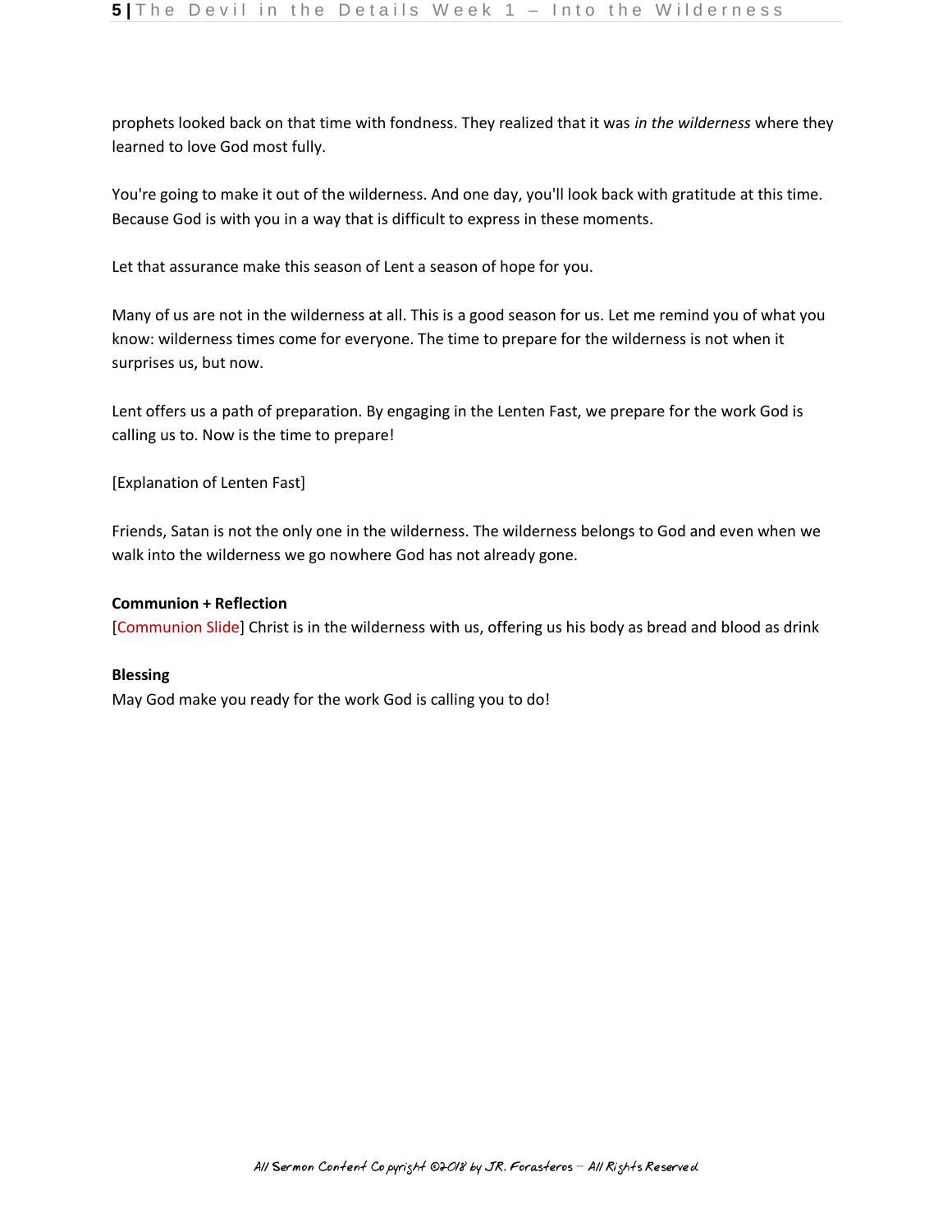prophets looked back on that time with fondness. They realized that it was *in the wilderness* where they learned to love God most fully.

You're going to make it out of the wilderness. And one day, you'll look back with gratitude at this time. Because God is with you in a way that is difficult to express in these moments.

Let that assurance make this season of Lent a season of hope for you.

Many of us are not in the wilderness at all. This is a good season for us. Let me remind you of what you know: wilderness times come for everyone. The time to prepare for the wilderness is not when it surprises us, but now.

Lent offers us a path of preparation. By engaging in the Lenten Fast, we prepare for the work God is calling us to. Now is the time to prepare!

[Explanation of Lenten Fast]

Friends, Satan is not the only one in the wilderness. The wilderness belongs to God and even when we walk into the wilderness we go nowhere God has not already gone.

**Communion + Reflection**

[Communion Slide] Christ is in the wilderness with us, offering us his body as bread and blood as drink

**Blessing**

May God make you ready for the work God is calling you to do!

All Sermon Content Copyright ©2018 by JR. Forasteros – All Rights Reserved